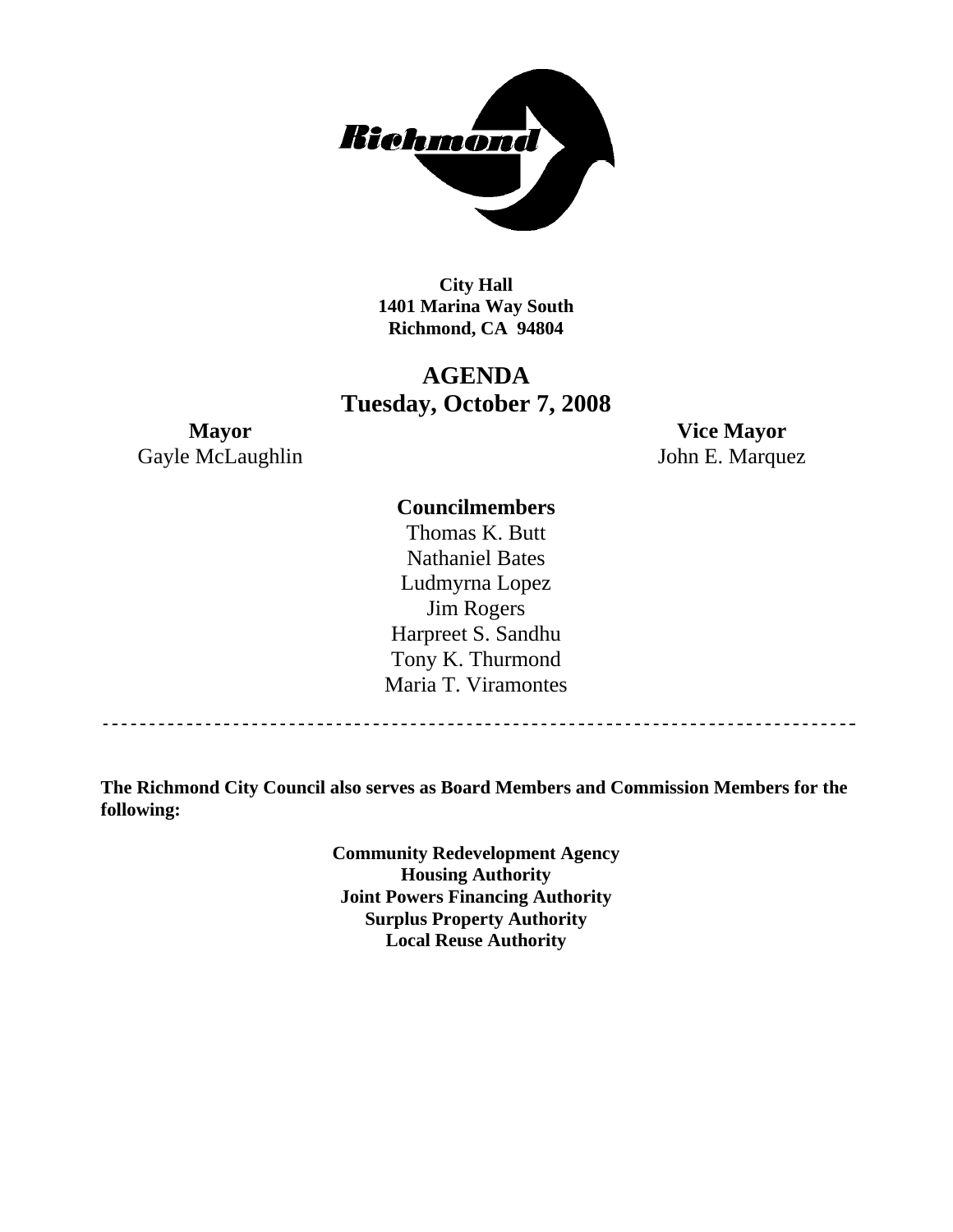**Richmond**

**City Hall**
**1401 Marina Way South**
**Richmond, CA 94804**

# AGENDA
## Tuesday, October 7, 2008

**Mayor**
Gayle McLaughlin

**Vice Mayor**
John E. Marquez

**Councilmembers**

Thomas K. Butt
Nathaniel Bates
Ludmyrna Lopez
Jim Rogers
Harpreet S. Sandhu
Tony K. Thurmond
Maria T. Viramontes

---

**The Richmond City Council also serves as Board Members and Commission Members for the following:**

**Community Redevelopment Agency**
**Housing Authority**
**Joint Powers Financing Authority**
**Surplus Property Authority**
**Local Reuse Authority**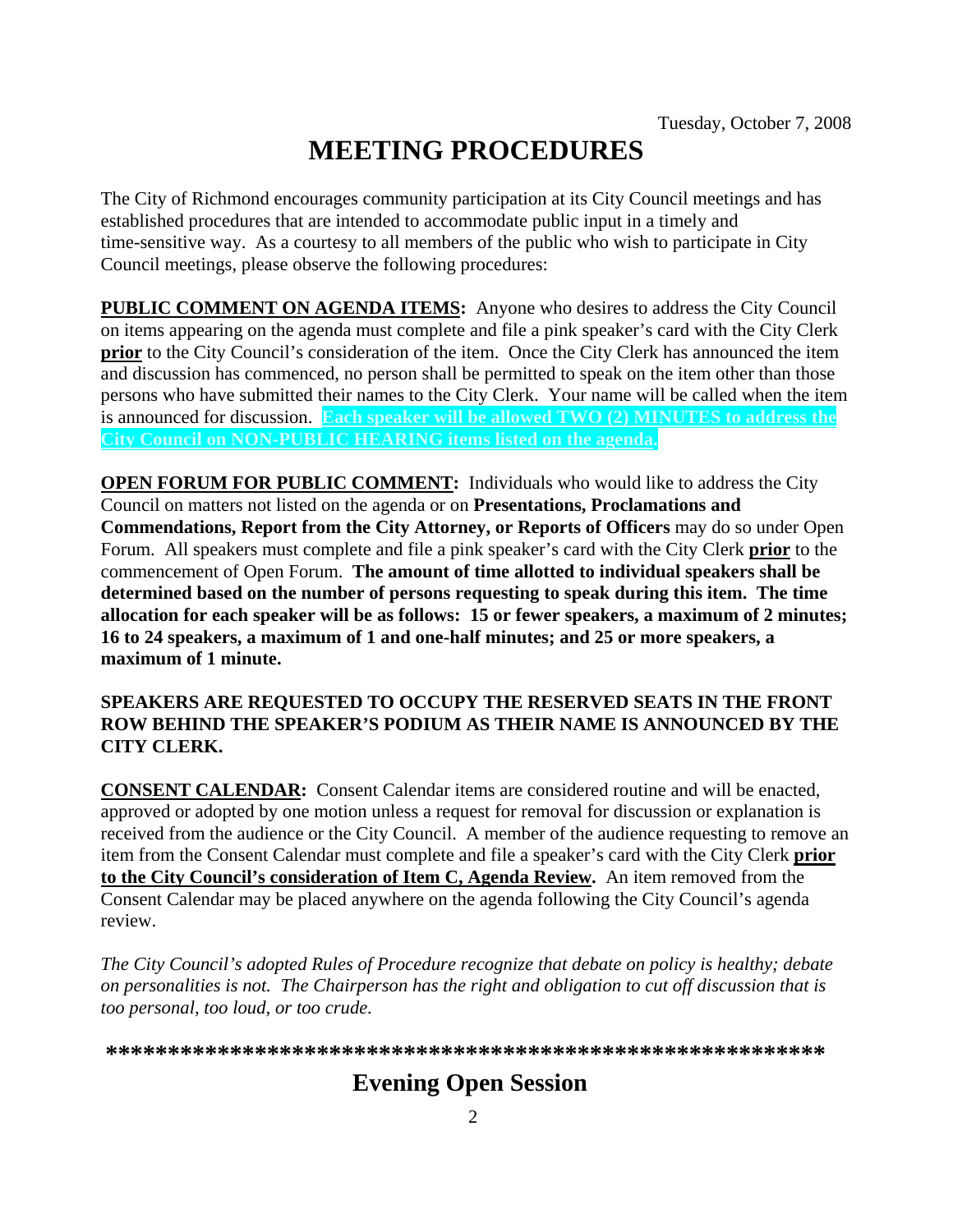Tuesday, October 7, 2008

# MEETING PROCEDURES

The City of Richmond encourages community participation at its City Council meetings and has established procedures that are intended to accommodate public input in a timely and time-sensitive way. As a courtesy to all members of the public who wish to participate in City Council meetings, please observe the following procedures:

**PUBLIC COMMENT ON AGENDA ITEMS:** Anyone who desires to address the City Council on items appearing on the agenda must complete and file a pink speaker's card with the City Clerk **prior** to the City Council's consideration of the item. Once the City Clerk has announced the item and discussion has commenced, no person shall be permitted to speak on the item other than those persons who have submitted their names to the City Clerk. Your name will be called when the item is announced for discussion. **Each speaker will be allowed TWO (2) MINUTES to address the City Council on NON-PUBLIC HEARING items listed on the agenda.**

**OPEN FORUM FOR PUBLIC COMMENT:** Individuals who would like to address the City Council on matters not listed on the agenda or on **Presentations, Proclamations and Commendations, Report from the City Attorney, or Reports of Officers** may do so under Open Forum. All speakers must complete and file a pink speaker's card with the City Clerk **prior** to the commencement of Open Forum. **The amount of time allotted to individual speakers shall be determined based on the number of persons requesting to speak during this item. The time allocation for each speaker will be as follows: 15 or fewer speakers, a maximum of 2 minutes; 16 to 24 speakers, a maximum of 1 and one-half minutes; and 25 or more speakers, a maximum of 1 minute.**

**SPEAKERS ARE REQUESTED TO OCCUPY THE RESERVED SEATS IN THE FRONT ROW BEHIND THE SPEAKER'S PODIUM AS THEIR NAME IS ANNOUNCED BY THE CITY CLERK.**

**CONSENT CALENDAR:** Consent Calendar items are considered routine and will be enacted, approved or adopted by one motion unless a request for removal for discussion or explanation is received from the audience or the City Council. A member of the audience requesting to remove an item from the Consent Calendar must complete and file a speaker's card with the City Clerk **prior to the City Council's consideration of Item C, Agenda Review.** An item removed from the Consent Calendar may be placed anywhere on the agenda following the City Council's agenda review.

*The City Council's adopted Rules of Procedure recognize that debate on policy is healthy; debate on personalities is not. The Chairperson has the right and obligation to cut off discussion that is too personal, too loud, or too crude.*

**\*\*\*\*\*\*\*\*\*\*\*\*\*\*\*\*\*\*\*\*\*\*\*\*\*\*\*\*\*\*\*\*\*\*\*\*\*\*\*\*\*\*\*\*\*\*\*\*\*\*\*\*\*\*\*\*\*\***

## Evening Open Session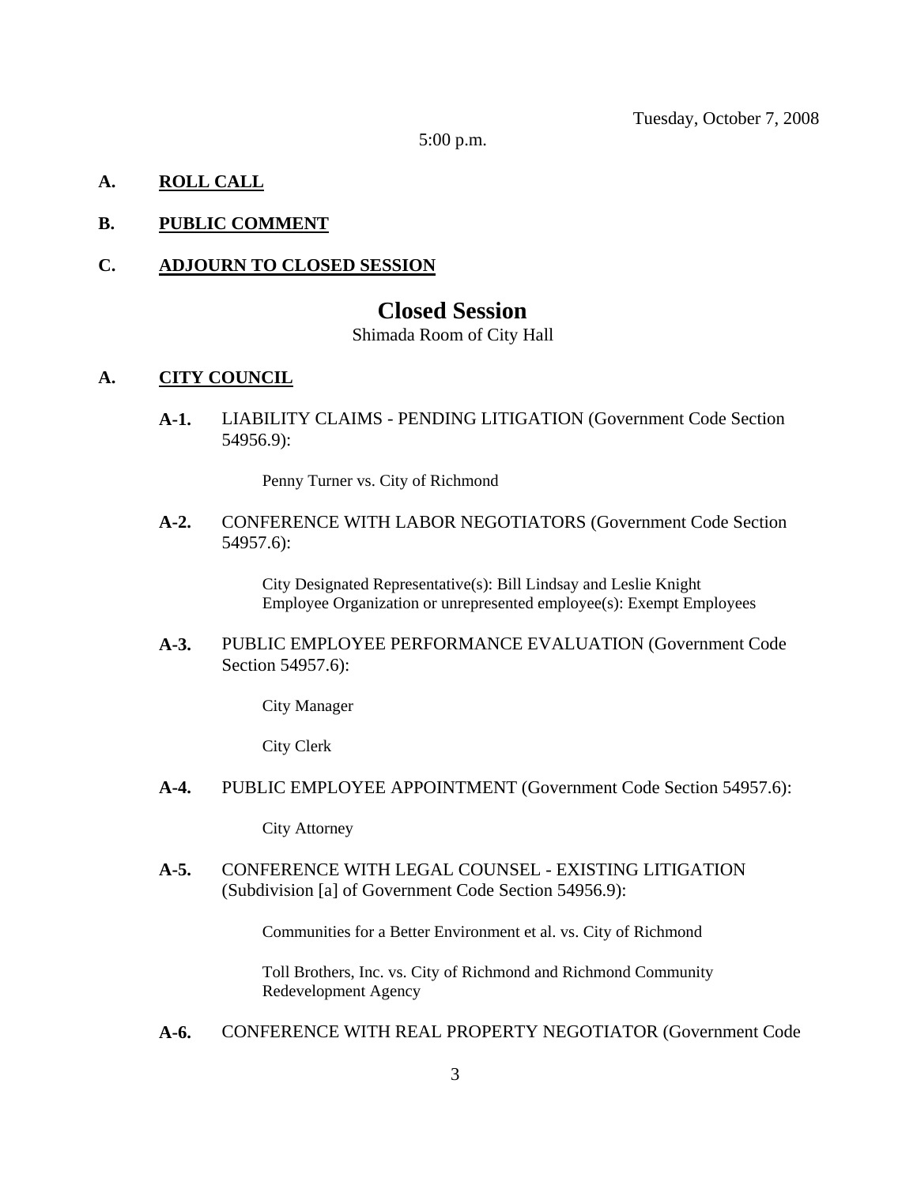Tuesday, October 7, 2008

5:00 p.m.

**A. ROLL CALL**

**B. PUBLIC COMMENT**

**C. ADJOURN TO CLOSED SESSION**

# Closed Session

Shimada Room of City Hall

**A. CITY COUNCIL**

**A-1.** LIABILITY CLAIMS - PENDING LITIGATION (Government Code Section 54956.9):

Penny Turner vs. City of Richmond

**A-2.** CONFERENCE WITH LABOR NEGOTIATORS (Government Code Section 54957.6):

City Designated Representative(s): Bill Lindsay and Leslie Knight
Employee Organization or unrepresented employee(s): Exempt Employees

**A-3.** PUBLIC EMPLOYEE PERFORMANCE EVALUATION (Government Code Section 54957.6):

City Manager

City Clerk

**A-4.** PUBLIC EMPLOYEE APPOINTMENT (Government Code Section 54957.6):

City Attorney

**A-5.** CONFERENCE WITH LEGAL COUNSEL - EXISTING LITIGATION (Subdivision [a] of Government Code Section 54956.9):

Communities for a Better Environment et al. vs. City of Richmond

Toll Brothers, Inc. vs. City of Richmond and Richmond Community Redevelopment Agency

**A-6.** CONFERENCE WITH REAL PROPERTY NEGOTIATOR (Government Code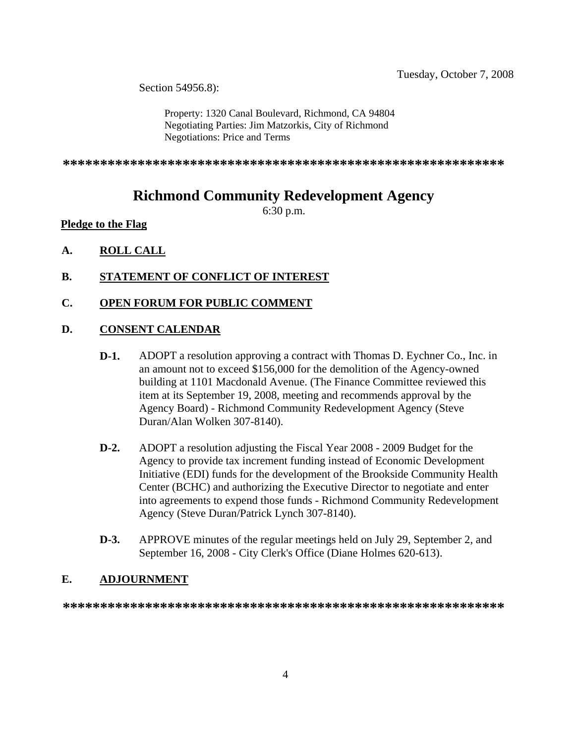Section 54956.8):

Property: 1320 Canal Boulevard, Richmond, CA 94804
Negotiating Parties: Jim Matzorkis, City of Richmond
Negotiations: Price and Terms

**\*\*\*\*\*\*\*\*\*\*\*\*\*\*\*\*\*\*\*\*\*\*\*\*\*\*\*\*\*\*\*\*\*\*\*\*\*\*\*\*\*\*\*\*\*\*\*\*\*\*\*\*\*\*\*\*\*\*\*\*\*\***

# Richmond Community Redevelopment Agency

6:30 p.m.

**Pledge to the Flag**

**A. ROLL CALL**

**B. STATEMENT OF CONFLICT OF INTEREST**

**C. OPEN FORUM FOR PUBLIC COMMENT**

**D. CONSENT CALENDAR**

**D-1.** ADOPT a resolution approving a contract with Thomas D. Eychner Co., Inc. in an amount not to exceed $156,000 for the demolition of the Agency-owned building at 1101 Macdonald Avenue. (The Finance Committee reviewed this item at its September 19, 2008, meeting and recommends approval by the Agency Board) - Richmond Community Redevelopment Agency (Steve Duran/Alan Wolken 307-8140).

**D-2.** ADOPT a resolution adjusting the Fiscal Year 2008 - 2009 Budget for the Agency to provide tax increment funding instead of Economic Development Initiative (EDI) funds for the development of the Brookside Community Health Center (BCHC) and authorizing the Executive Director to negotiate and enter into agreements to expend those funds - Richmond Community Redevelopment Agency (Steve Duran/Patrick Lynch 307-8140).

**D-3.** APPROVE minutes of the regular meetings held on July 29, September 2, and September 16, 2008 - City Clerk's Office (Diane Holmes 620-613).

**E. ADJOURNMENT**

**\*\*\*\*\*\*\*\*\*\*\*\*\*\*\*\*\*\*\*\*\*\*\*\*\*\*\*\*\*\*\*\*\*\*\*\*\*\*\*\*\*\*\*\*\*\*\*\*\*\*\*\*\*\*\*\*\*\*\*\*\*\***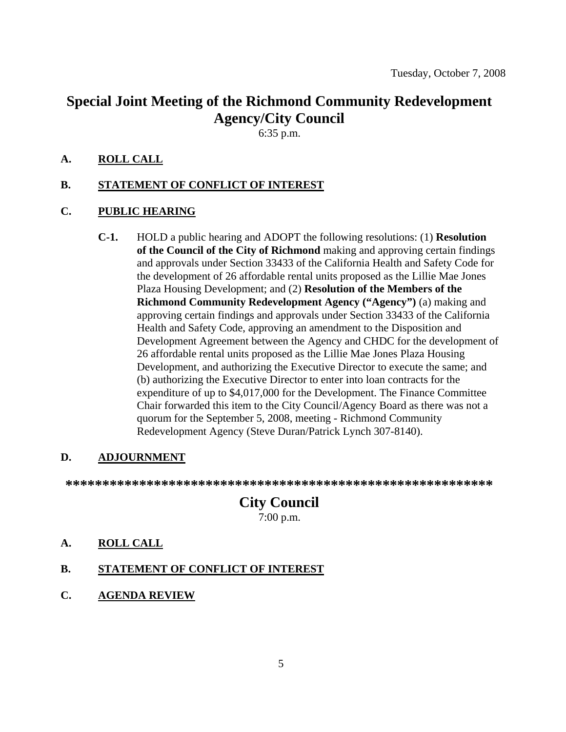Tuesday, October 7, 2008

# Special Joint Meeting of the Richmond Community Redevelopment Agency/City Council

6:35 p.m.

**A.** **ROLL CALL**

**B.** **STATEMENT OF CONFLICT OF INTEREST**

**C.** **PUBLIC HEARING**

**C-1.** HOLD a public hearing and ADOPT the following resolutions: (1) **Resolution of the Council of the City of Richmond** making and approving certain findings and approvals under Section 33433 of the California Health and Safety Code for the development of 26 affordable rental units proposed as the Lillie Mae Jones Plaza Housing Development; and (2) **Resolution of the Members of the Richmond Community Redevelopment Agency ("Agency")** (a) making and approving certain findings and approvals under Section 33433 of the California Health and Safety Code, approving an amendment to the Disposition and Development Agreement between the Agency and CHDC for the development of 26 affordable rental units proposed as the Lillie Mae Jones Plaza Housing Development, and authorizing the Executive Director to execute the same; and (b) authorizing the Executive Director to enter into loan contracts for the expenditure of up to $4,017,000 for the Development. The Finance Committee Chair forwarded this item to the City Council/Agency Board as there was not a quorum for the September 5, 2008, meeting - Richmond Community Redevelopment Agency (Steve Duran/Patrick Lynch 307-8140).

**D.** **ADJOURNMENT**

**********************************************************

# City Council

7:00 p.m.

**A.** **ROLL CALL**

**B.** **STATEMENT OF CONFLICT OF INTEREST**

**C.** **AGENDA REVIEW**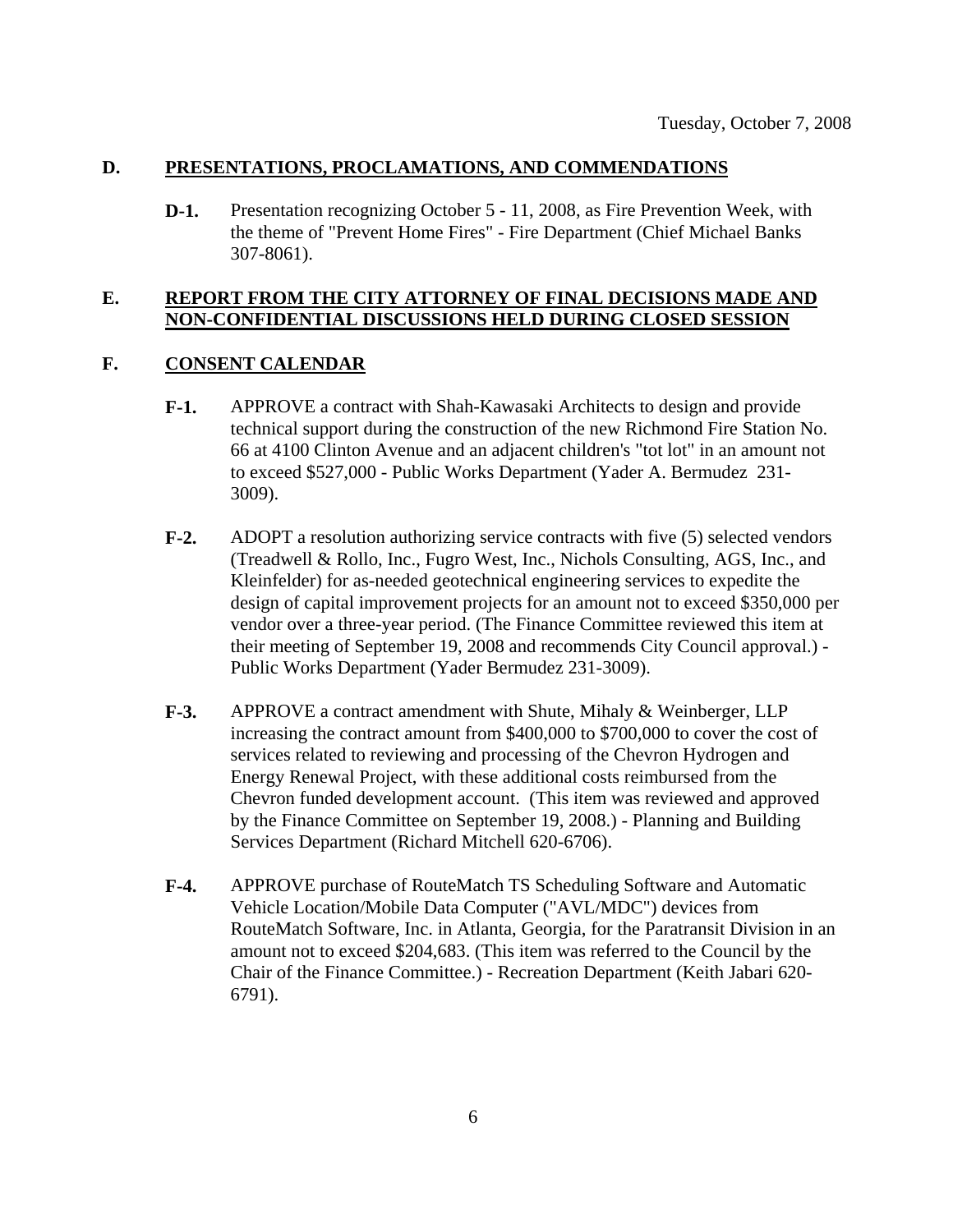Tuesday, October 7, 2008

## D. PRESENTATIONS, PROCLAMATIONS, AND COMMENDATIONS

**D-1.** Presentation recognizing October 5 - 11, 2008, as Fire Prevention Week, with the theme of "Prevent Home Fires" - Fire Department (Chief Michael Banks 307-8061).

## E. REPORT FROM THE CITY ATTORNEY OF FINAL DECISIONS MADE AND NON-CONFIDENTIAL DISCUSSIONS HELD DURING CLOSED SESSION

## F. CONSENT CALENDAR

**F-1.** APPROVE a contract with Shah-Kawasaki Architects to design and provide technical support during the construction of the new Richmond Fire Station No. 66 at 4100 Clinton Avenue and an adjacent children's "tot lot" in an amount not to exceed $527,000 - Public Works Department (Yader A. Bermudez 231-3009).

**F-2.** ADOPT a resolution authorizing service contracts with five (5) selected vendors (Treadwell & Rollo, Inc., Fugro West, Inc., Nichols Consulting, AGS, Inc., and Kleinfelder) for as-needed geotechnical engineering services to expedite the design of capital improvement projects for an amount not to exceed $350,000 per vendor over a three-year period. (The Finance Committee reviewed this item at their meeting of September 19, 2008 and recommends City Council approval.) - Public Works Department (Yader Bermudez 231-3009).

**F-3.** APPROVE a contract amendment with Shute, Mihaly & Weinberger, LLP increasing the contract amount from $400,000 to $700,000 to cover the cost of services related to reviewing and processing of the Chevron Hydrogen and Energy Renewal Project, with these additional costs reimbursed from the Chevron funded development account. (This item was reviewed and approved by the Finance Committee on September 19, 2008.) - Planning and Building Services Department (Richard Mitchell 620-6706).

**F-4.** APPROVE purchase of RouteMatch TS Scheduling Software and Automatic Vehicle Location/Mobile Data Computer ("AVL/MDC") devices from RouteMatch Software, Inc. in Atlanta, Georgia, for the Paratransit Division in an amount not to exceed $204,683. (This item was referred to the Council by the Chair of the Finance Committee.) - Recreation Department (Keith Jabari 620-6791).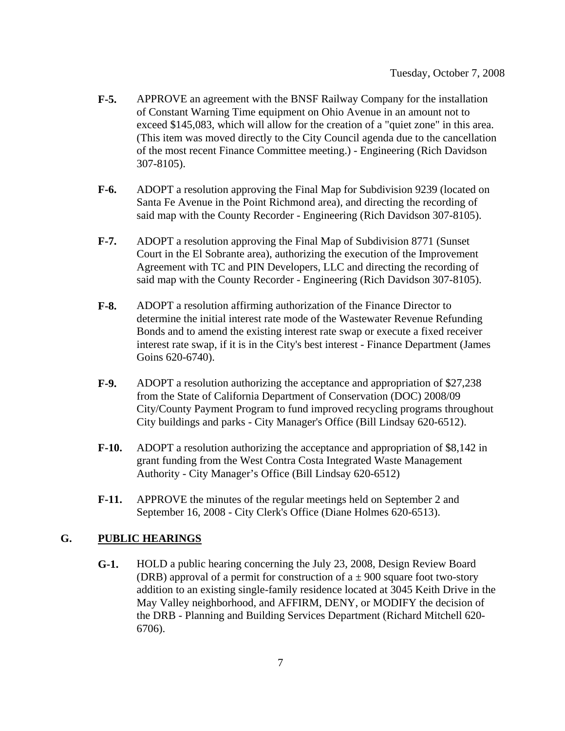Tuesday, October 7, 2008

**F-5.** APPROVE an agreement with the BNSF Railway Company for the installation of Constant Warning Time equipment on Ohio Avenue in an amount not to exceed $145,083, which will allow for the creation of a "quiet zone" in this area. (This item was moved directly to the City Council agenda due to the cancellation of the most recent Finance Committee meeting.) - Engineering (Rich Davidson 307-8105).

**F-6.** ADOPT a resolution approving the Final Map for Subdivision 9239 (located on Santa Fe Avenue in the Point Richmond area), and directing the recording of said map with the County Recorder - Engineering (Rich Davidson 307-8105).

**F-7.** ADOPT a resolution approving the Final Map of Subdivision 8771 (Sunset Court in the El Sobrante area), authorizing the execution of the Improvement Agreement with TC and PIN Developers, LLC and directing the recording of said map with the County Recorder - Engineering (Rich Davidson 307-8105).

**F-8.** ADOPT a resolution affirming authorization of the Finance Director to determine the initial interest rate mode of the Wastewater Revenue Refunding Bonds and to amend the existing interest rate swap or execute a fixed receiver interest rate swap, if it is in the City's best interest - Finance Department (James Goins 620-6740).

**F-9.** ADOPT a resolution authorizing the acceptance and appropriation of $27,238 from the State of California Department of Conservation (DOC) 2008/09 City/County Payment Program to fund improved recycling programs throughout City buildings and parks - City Manager's Office (Bill Lindsay 620-6512).

**F-10.** ADOPT a resolution authorizing the acceptance and appropriation of $8,142 in grant funding from the West Contra Costa Integrated Waste Management Authority - City Manager's Office (Bill Lindsay 620-6512)

**F-11.** APPROVE the minutes of the regular meetings held on September 2 and September 16, 2008 - City Clerk's Office (Diane Holmes 620-6513).

## G. PUBLIC HEARINGS

**G-1.** HOLD a public hearing concerning the July 23, 2008, Design Review Board (DRB) approval of a permit for construction of a ± 900 square foot two-story addition to an existing single-family residence located at 3045 Keith Drive in the May Valley neighborhood, and AFFIRM, DENY, or MODIFY the decision of the DRB - Planning and Building Services Department (Richard Mitchell 620-6706).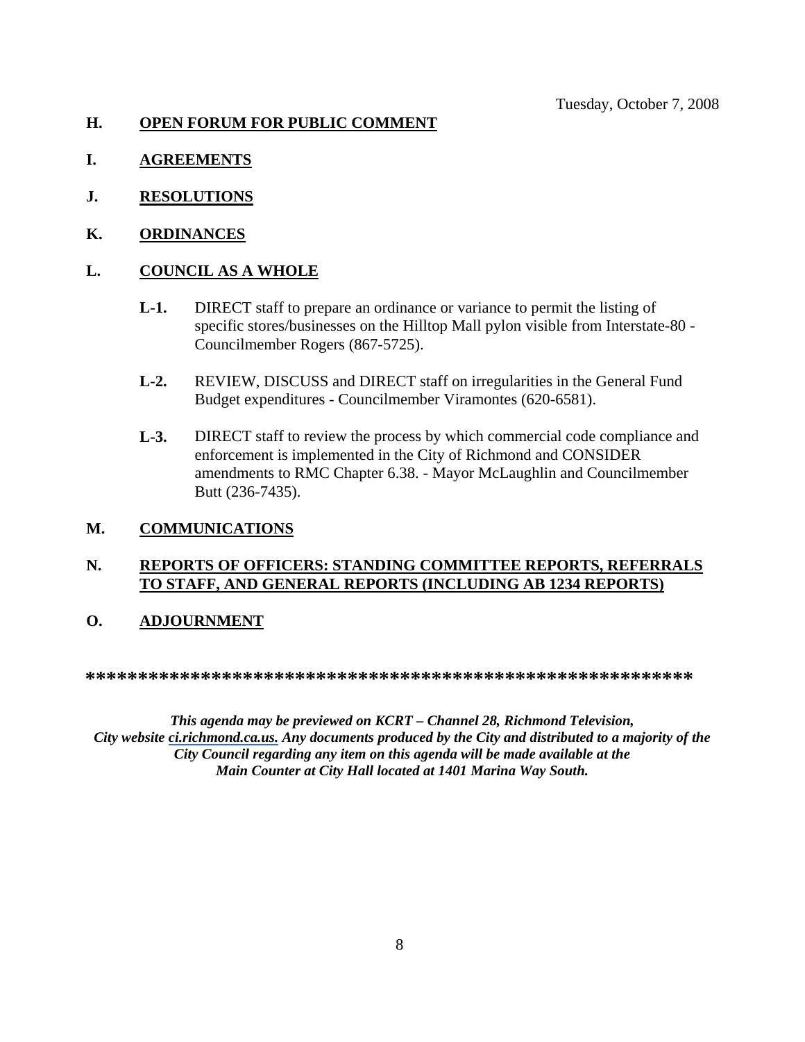## H. OPEN FORUM FOR PUBLIC COMMENT

## I. AGREEMENTS

## J. RESOLUTIONS

## K. ORDINANCES

## L. COUNCIL AS A WHOLE

**L-1.** DIRECT staff to prepare an ordinance or variance to permit the listing of specific stores/businesses on the Hilltop Mall pylon visible from Interstate-80 - Councilmember Rogers (867-5725).

**L-2.** REVIEW, DISCUSS and DIRECT staff on irregularities in the General Fund Budget expenditures - Councilmember Viramontes (620-6581).

**L-3.** DIRECT staff to review the process by which commercial code compliance and enforcement is implemented in the City of Richmond and CONSIDER amendments to RMC Chapter 6.38. - Mayor McLaughlin and Councilmember Butt (236-7435).

## M. COMMUNICATIONS

## N. REPORTS OF OFFICERS: STANDING COMMITTEE REPORTS, REFERRALS TO STAFF, AND GENERAL REPORTS (INCLUDING AB 1234 REPORTS)

## O. ADJOURNMENT

**************************************************************

***This agenda may be previewed on KCRT – Channel 28, Richmond Television, City website ci.richmond.ca.us. Any documents produced by the City and distributed to a majority of the City Council regarding any item on this agenda will be made available at the Main Counter at City Hall located at 1401 Marina Way South.***